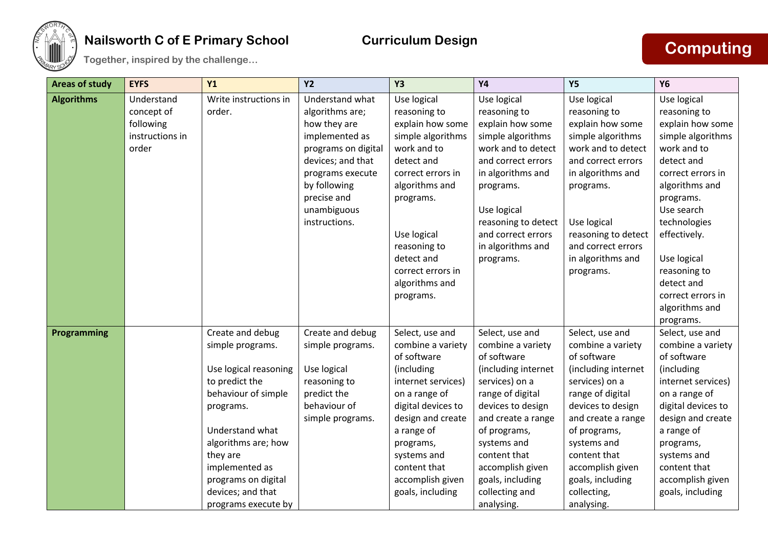# Nailsworth C of E Primary School

**Together, inspired by the challenge…**

## Curriculum Design

## Computing

| Areas of study | EYFS | Y1 | Y2 | Y3 | Y4 | Y5 | Y6 |
|---|---|---|---|---|---|---|---|
| **Algorithms** | Understand concept of following instructions in order | Write instructions in order. | Understand what algorithms are; how they are implemented as programs on digital devices; and that programs execute by following precise and unambiguous instructions. | Use logical reasoning to explain how some simple algorithms work and to detect and correct errors in algorithms and programs.<br><br>Use logical reasoning to detect and correct errors in algorithms and programs. | Use logical reasoning to explain how some simple algorithms work and to detect and correct errors in algorithms and programs.<br><br>Use logical reasoning to detect and correct errors in algorithms and programs. | Use logical reasoning to explain how some simple algorithms work and to detect and correct errors in algorithms and programs.<br><br>Use logical reasoning to detect and correct errors in algorithms and programs. | Use logical reasoning to explain how some simple algorithms work and to detect and correct errors in algorithms and programs.<br>Use search technologies effectively.<br><br>Use logical reasoning to detect and correct errors in algorithms and programs. |
| **Programming** | | Create and debug simple programs.<br><br>Use logical reasoning to predict the behaviour of simple programs.<br><br>Understand what algorithms are; how they are implemented as programs on digital devices; and that programs execute by | Create and debug simple programs.<br><br>Use logical reasoning to predict the behaviour of simple programs. | Select, use and combine a variety of software (including internet services) on a range of digital devices to design and create a range of programs, systems and content that accomplish given goals, including | Select, use and combine a variety of software (including internet services) on a range of digital devices to design and create a range of programs, systems and content that accomplish given goals, including collecting and analysing. | Select, use and combine a variety of software (including internet services) on a range of digital devices to design and create a range of programs, systems and content that accomplish given goals, including collecting, analysing. | Select, use and combine a variety of software (including internet services) on a range of digital devices to design and create a range of programs, systems and content that accomplish given goals, including |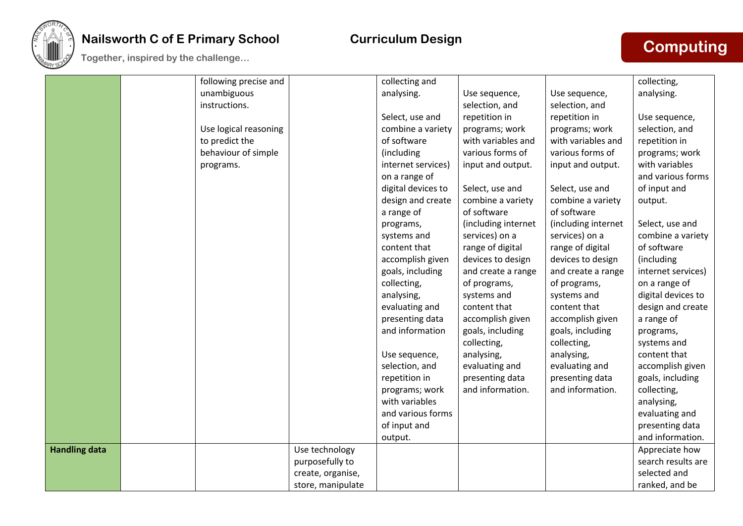| | | | | | | | |
|---|---|---|---|---|---|---|---|
| | | following precise and unambiguous instructions.<br><br>Use logical reasoning to predict the behaviour of simple programs. | | collecting and analysing.<br><br>Select, use and combine a variety of software (including internet services) on a range of digital devices to design and create a range of programs, systems and content that accomplish given goals, including collecting, analysing, evaluating and presenting data and information<br><br>Use sequence, selection, and repetition in programs; work with variables and various forms of input and output. | Use sequence, selection, and repetition in programs; work with variables and various forms of input and output.<br><br>Select, use and combine a variety of software (including internet services) on a range of digital devices to design and create a range of programs, systems and content that accomplish given goals, including collecting, analysing, evaluating and presenting data and information. | Use sequence, selection, and repetition in programs; work with variables and various forms of input and output.<br><br>Select, use and combine a variety of software (including internet services) on a range of digital devices to design and create a range of programs, systems and content that accomplish given goals, including collecting, analysing, evaluating and presenting data and information. | collecting, analysing.<br><br>Use sequence, selection, and repetition in programs; work with variables and various forms of input and output.<br><br>Select, use and combine a variety of software (including internet services) on a range of digital devices to design and create a range of programs, systems and content that accomplish given goals, including collecting, analysing, evaluating and presenting data and information. |
| **Handling data** | | | Use technology purposefully to create, organise, store, manipulate | | | | Appreciate how search results are selected and ranked, and be |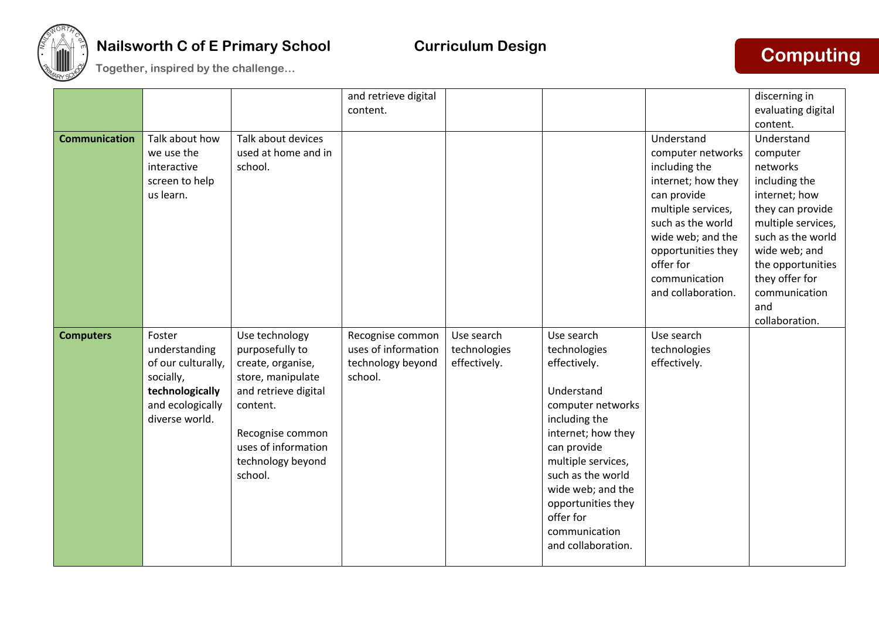| | | | | | | | |
|---|---|---|---|---|---|---|---|
| | | | and retrieve digital content. | | | | discerning in evaluating digital content. |
| **Communication** | Talk about how we use the interactive screen to help us learn. | Talk about devices used at home and in school. | | | | Understand computer networks including the internet; how they can provide multiple services, such as the world wide web; and the opportunities they offer for communication and collaboration. | Understand computer networks including the internet; how they can provide multiple services, such as the world wide web; and the opportunities they offer for communication and collaboration. |
| **Computers** | Foster understanding of our culturally, socially, **technologically** and ecologically diverse world. | Use technology purposefully to create, organise, store, manipulate and retrieve digital content.<br><br>Recognise common uses of information technology beyond school. | Recognise common uses of information technology beyond school. | Use search technologies effectively. | Use search technologies effectively.<br><br>Understand computer networks including the internet; how they can provide multiple services, such as the world wide web; and the opportunities they offer for communication and collaboration. | Use search technologies effectively. | |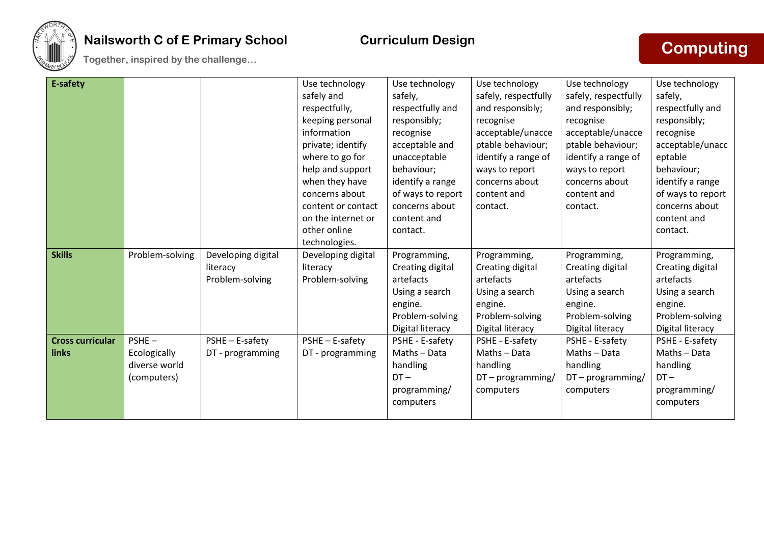# Nailsworth C of E Primary School

**Curriculum Design**

Together, inspired by the challenge…

## Computing

| | | | | | | | |
|---|---|---|---|---|---|---|---|
| **E-safety** | | | Use technology safely and respectfully, keeping personal information private; identify where to go for help and support when they have concerns about content or contact on the internet or other online technologies. | Use technology safely, respectfully and responsibly; recognise acceptable and unacceptable behaviour; identify a range of ways to report concerns about content and contact. | Use technology safely, respectfully and responsibly; recognise acceptable/unacceptable behaviour; identify a range of ways to report concerns about content and contact. | Use technology safely, respectfully and responsibly; recognise acceptable/unacceptable behaviour; identify a range of ways to report concerns about content and contact. | Use technology safely, respectfully and responsibly; recognise acceptable/unacceptable behaviour; identify a range of ways to report concerns about content and contact. |
| **Skills** | Problem-solving | Developing digital literacy Problem-solving | Developing digital literacy Problem-solving | Programming, Creating digital artefacts Using a search engine. Problem-solving Digital literacy | Programming, Creating digital artefacts Using a search engine. Problem-solving Digital literacy | Programming, Creating digital artefacts Using a search engine. Problem-solving Digital literacy | Programming, Creating digital artefacts Using a search engine. Problem-solving Digital literacy |
| **Cross curricular links** | PSHE – Ecologically diverse world (computers) | PSHE – E-safety DT - programming | PSHE – E-safety DT - programming | PSHE - E-safety Maths – Data handling DT – programming/ computers | PSHE - E-safety Maths – Data handling DT – programming/ computers | PSHE - E-safety Maths – Data handling DT – programming/ computers | PSHE - E-safety Maths – Data handling DT – programming/ computers |